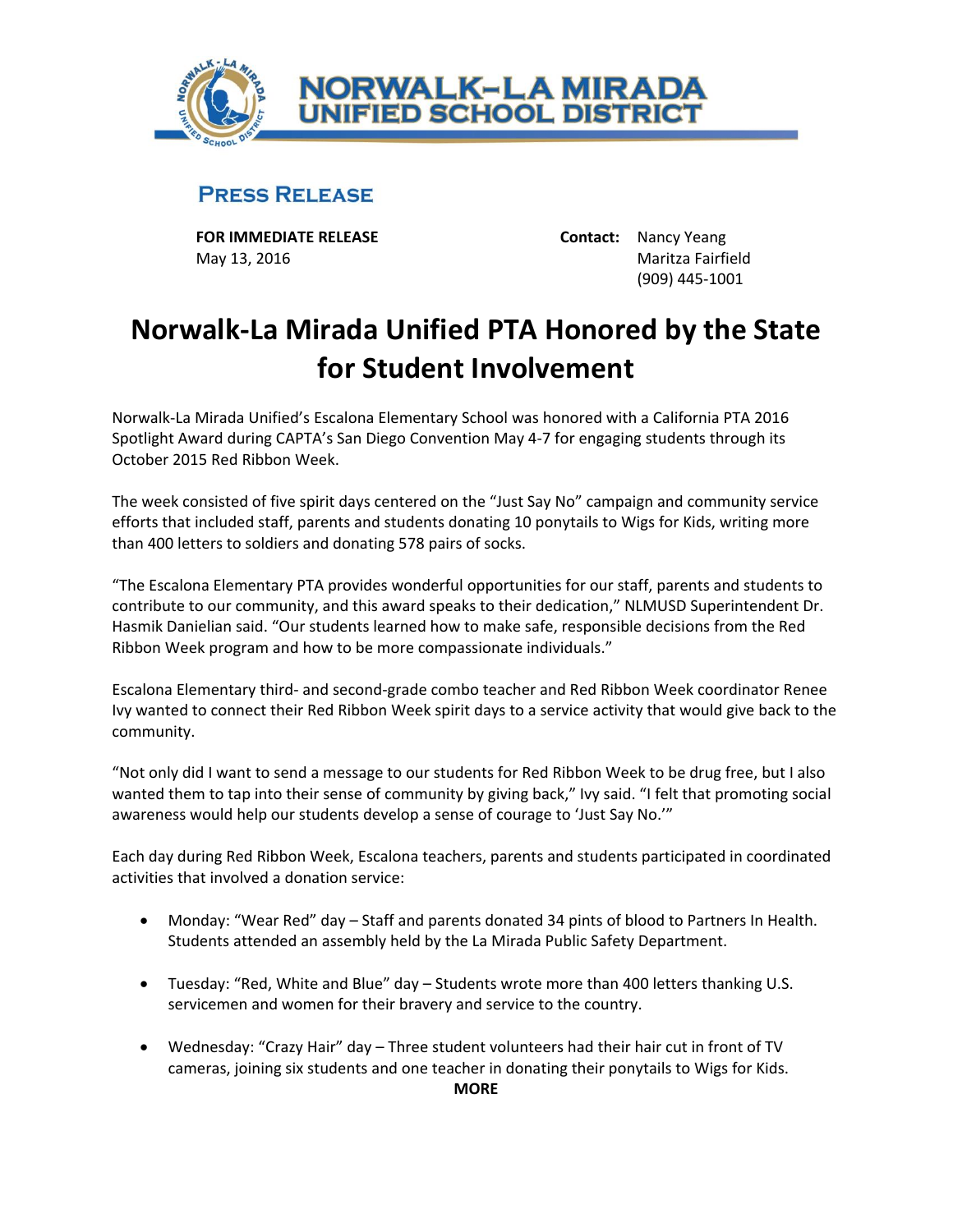NORWALK–LA MIRADA UNIFIED SCHOOL DISTRICT

## PRESS RELEASE

**FOR IMMEDIATE RELEASE**
May 13, 2016

**Contact:** Nancy Yeang
Maritza Fairfield
(909) 445-1001

# Norwalk-La Mirada Unified PTA Honored by the State for Student Involvement

Norwalk-La Mirada Unified's Escalona Elementary School was honored with a California PTA 2016 Spotlight Award during CAPTA's San Diego Convention May 4-7 for engaging students through its October 2015 Red Ribbon Week.

The week consisted of five spirit days centered on the "Just Say No" campaign and community service efforts that included staff, parents and students donating 10 ponytails to Wigs for Kids, writing more than 400 letters to soldiers and donating 578 pairs of socks.

"The Escalona Elementary PTA provides wonderful opportunities for our staff, parents and students to contribute to our community, and this award speaks to their dedication," NLMUSD Superintendent Dr. Hasmik Danielian said. "Our students learned how to make safe, responsible decisions from the Red Ribbon Week program and how to be more compassionate individuals."

Escalona Elementary third- and second-grade combo teacher and Red Ribbon Week coordinator Renee Ivy wanted to connect their Red Ribbon Week spirit days to a service activity that would give back to the community.

"Not only did I want to send a message to our students for Red Ribbon Week to be drug free, but I also wanted them to tap into their sense of community by giving back," Ivy said. "I felt that promoting social awareness would help our students develop a sense of courage to 'Just Say No.'"

Each day during Red Ribbon Week, Escalona teachers, parents and students participated in coordinated activities that involved a donation service:

- Monday: "Wear Red" day – Staff and parents donated 34 pints of blood to Partners In Health. Students attended an assembly held by the La Mirada Public Safety Department.
- Tuesday: "Red, White and Blue" day – Students wrote more than 400 letters thanking U.S. servicemen and women for their bravery and service to the country.
- Wednesday: "Crazy Hair" day – Three student volunteers had their hair cut in front of TV cameras, joining six students and one teacher in donating their ponytails to Wigs for Kids.

**MORE**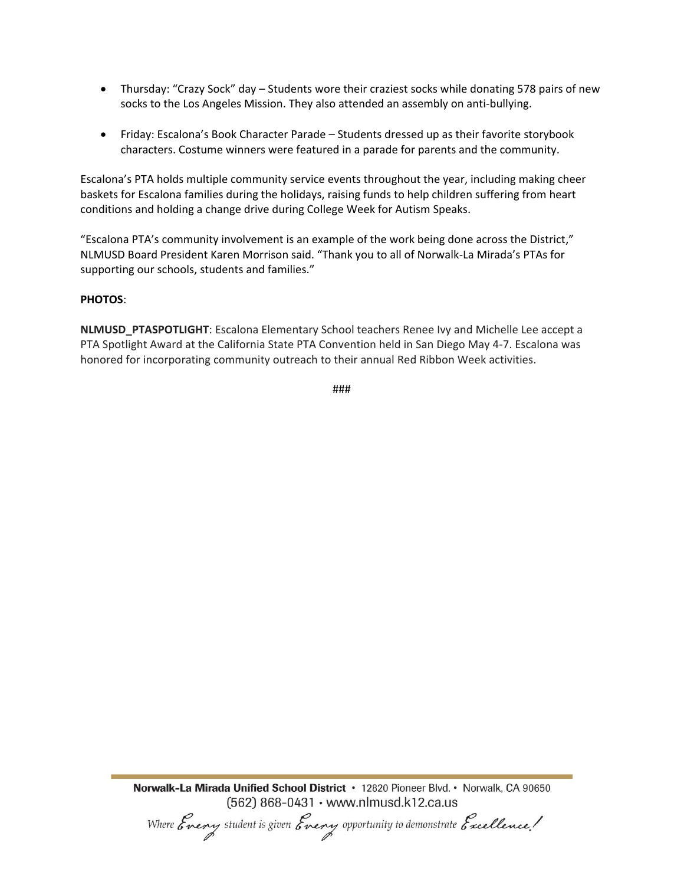- Thursday: "Crazy Sock" day – Students wore their craziest socks while donating 578 pairs of new socks to the Los Angeles Mission. They also attended an assembly on anti-bullying.

- Friday: Escalona's Book Character Parade – Students dressed up as their favorite storybook characters. Costume winners were featured in a parade for parents and the community.

Escalona's PTA holds multiple community service events throughout the year, including making cheer baskets for Escalona families during the holidays, raising funds to help children suffering from heart conditions and holding a change drive during College Week for Autism Speaks.

"Escalona PTA's community involvement is an example of the work being done across the District," NLMUSD Board President Karen Morrison said. "Thank you to all of Norwalk-La Mirada's PTAs for supporting our schools, students and families."

**PHOTOS**:

**NLMUSD_PTASPOTLIGHT**: Escalona Elementary School teachers Renee Ivy and Michelle Lee accept a PTA Spotlight Award at the California State PTA Convention held in San Diego May 4-7. Escalona was honored for incorporating community outreach to their annual Red Ribbon Week activities.

###